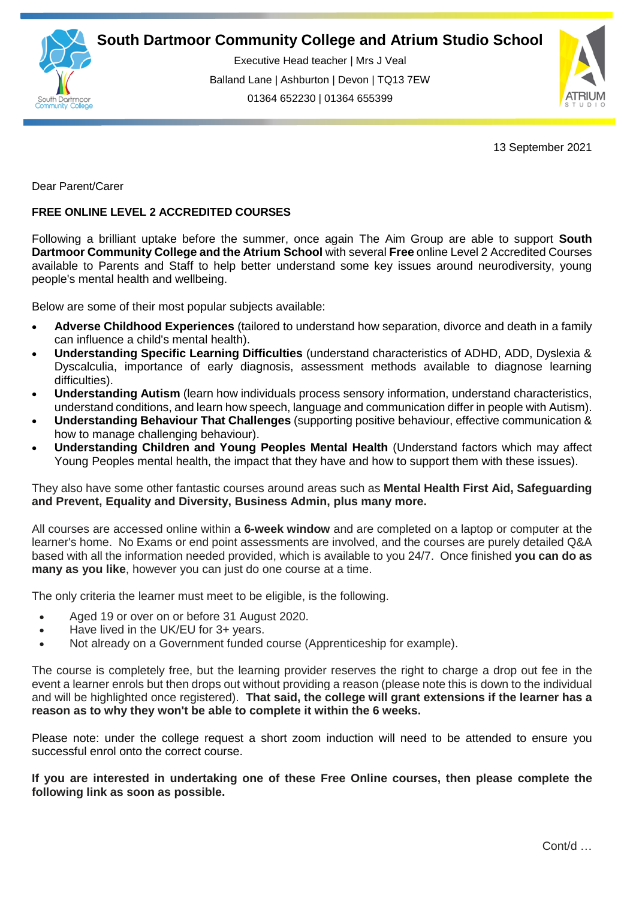# South Dartmoor Community College and Atrium Studio School

Executive Head teacher | Mrs J Veal

Balland Lane | Ashburton | Devon | TQ13 7EW

01364 652230 | 01364 655399

13 September 2021

Dear Parent/Carer

**FREE ONLINE LEVEL 2 ACCREDITED COURSES**

Following a brilliant uptake before the summer, once again The Aim Group are able to support **South Dartmoor Community College and the Atrium School** with several **Free** online Level 2 Accredited Courses available to Parents and Staff to help better understand some key issues around neurodiversity, young people's mental health and wellbeing.

Below are some of their most popular subjects available:

- **Adverse Childhood Experiences** (tailored to understand how separation, divorce and death in a family can influence a child's mental health).
- **Understanding Specific Learning Difficulties** (understand characteristics of ADHD, ADD, Dyslexia & Dyscalculia, importance of early diagnosis, assessment methods available to diagnose learning difficulties).
- **Understanding Autism** (learn how individuals process sensory information, understand characteristics, understand conditions, and learn how speech, language and communication differ in people with Autism).
- **Understanding Behaviour That Challenges** (supporting positive behaviour, effective communication & how to manage challenging behaviour).
- **Understanding Children and Young Peoples Mental Health** (Understand factors which may affect Young Peoples mental health, the impact that they have and how to support them with these issues).

They also have some other fantastic courses around areas such as **Mental Health First Aid, Safeguarding and Prevent, Equality and Diversity, Business Admin, plus many more.**

All courses are accessed online within a **6-week window** and are completed on a laptop or computer at the learner's home. No Exams or end point assessments are involved, and the courses are purely detailed Q&A based with all the information needed provided, which is available to you 24/7. Once finished **you can do as many as you like**, however you can just do one course at a time.

The only criteria the learner must meet to be eligible, is the following.

- Aged 19 or over on or before 31 August 2020.
- Have lived in the UK/EU for 3+ years.
- Not already on a Government funded course (Apprenticeship for example).

The course is completely free, but the learning provider reserves the right to charge a drop out fee in the event a learner enrols but then drops out without providing a reason (please note this is down to the individual and will be highlighted once registered). **That said, the college will grant extensions if the learner has a reason as to why they won't be able to complete it within the 6 weeks.**

Please note: under the college request a short zoom induction will need to be attended to ensure you successful enrol onto the correct course.

**If you are interested in undertaking one of these Free Online courses, then please complete the following link as soon as possible.**

Cont/d …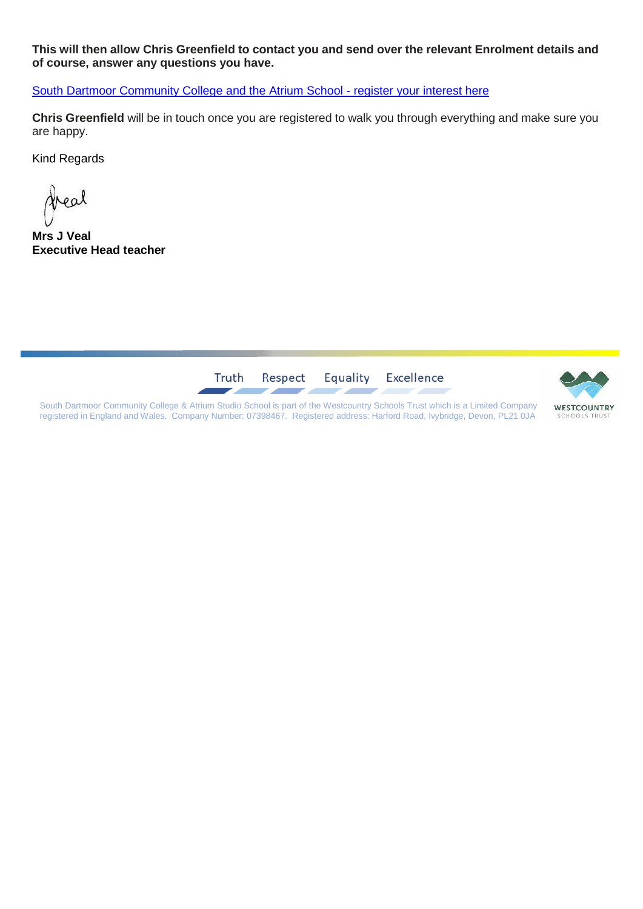**This will then allow Chris Greenfield to contact you and send over the relevant Enrolment details and of course, answer any questions you have.**

[South Dartmoor Community College and the Atrium School - register your interest here]

**Chris Greenfield** will be in touch once you are registered to walk you through everything and make sure you are happy.

Kind Regards

**Mrs J Veal**
**Executive Head teacher**

Truth Respect Equality Excellence

South Dartmoor Community College & Atrium Studio School is part of the Westcountry Schools Trust which is a Limited Company registered in England and Wales. Company Number: 07398467. Registered address: Harford Road, Ivybridge, Devon, PL21 0JA

WESTCOUNTRY SCHOOLS TRUST